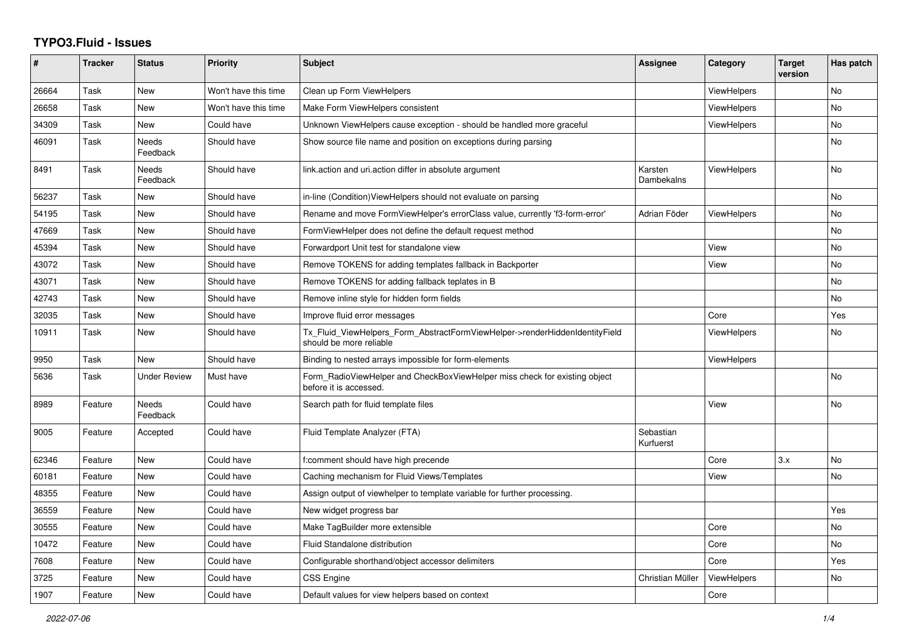# TYPO3.Fluid - Issues

| # | Tracker | Status | Priority | Subject | Assignee | Category | Target version | Has patch |
|---|---|---|---|---|---|---|---|---|
| 26664 | Task | New | Won't have this time | Clean up Form ViewHelpers | | ViewHelpers | | No |
| 26658 | Task | New | Won't have this time | Make Form ViewHelpers consistent | | ViewHelpers | | No |
| 34309 | Task | New | Could have | Unknown ViewHelpers cause exception - should be handled more graceful | | ViewHelpers | | No |
| 46091 | Task | Needs Feedback | Should have | Show source file name and position on exceptions during parsing | | | | No |
| 8491 | Task | Needs Feedback | Should have | link.action and uri.action differ in absolute argument | Karsten Dambekalns | ViewHelpers | | No |
| 56237 | Task | New | Should have | in-line (Condition)ViewHelpers should not evaluate on parsing | | | | No |
| 54195 | Task | New | Should have | Rename and move FormViewHelper's errorClass value, currently 'f3-form-error' | Adrian Föder | ViewHelpers | | No |
| 47669 | Task | New | Should have | FormViewHelper does not define the default request method | | | | No |
| 45394 | Task | New | Should have | Forwardport Unit test for standalone view | | View | | No |
| 43072 | Task | New | Should have | Remove TOKENS for adding templates fallback in Backporter | | View | | No |
| 43071 | Task | New | Should have | Remove TOKENS for adding fallback teplates in B | | | | No |
| 42743 | Task | New | Should have | Remove inline style for hidden form fields | | | | No |
| 32035 | Task | New | Should have | Improve fluid error messages | | Core | | Yes |
| 10911 | Task | New | Should have | Tx_Fluid_ViewHelpers_Form_AbstractFormViewHelper->renderHiddenIdentityField should be more reliable | | ViewHelpers | | No |
| 9950 | Task | New | Should have | Binding to nested arrays impossible for form-elements | | ViewHelpers | | |
| 5636 | Task | Under Review | Must have | Form_RadioViewHelper and CheckBoxViewHelper miss check for existing object before it is accessed. | | | | No |
| 8989 | Feature | Needs Feedback | Could have | Search path for fluid template files | | View | | No |
| 9005 | Feature | Accepted | Could have | Fluid Template Analyzer (FTA) | Sebastian Kurfuerst | | | |
| 62346 | Feature | New | Could have | f:comment should have high precende | | Core | 3.x | No |
| 60181 | Feature | New | Could have | Caching mechanism for Fluid Views/Templates | | View | | No |
| 48355 | Feature | New | Could have | Assign output of viewhelper to template variable for further processing. | | | | |
| 36559 | Feature | New | Could have | New widget progress bar | | | | Yes |
| 30555 | Feature | New | Could have | Make TagBuilder more extensible | | Core | | No |
| 10472 | Feature | New | Could have | Fluid Standalone distribution | | Core | | No |
| 7608 | Feature | New | Could have | Configurable shorthand/object accessor delimiters | | Core | | Yes |
| 3725 | Feature | New | Could have | CSS Engine | Christian Müller | ViewHelpers | | No |
| 1907 | Feature | New | Could have | Default values for view helpers based on context | | Core | | |

*2022-07-06*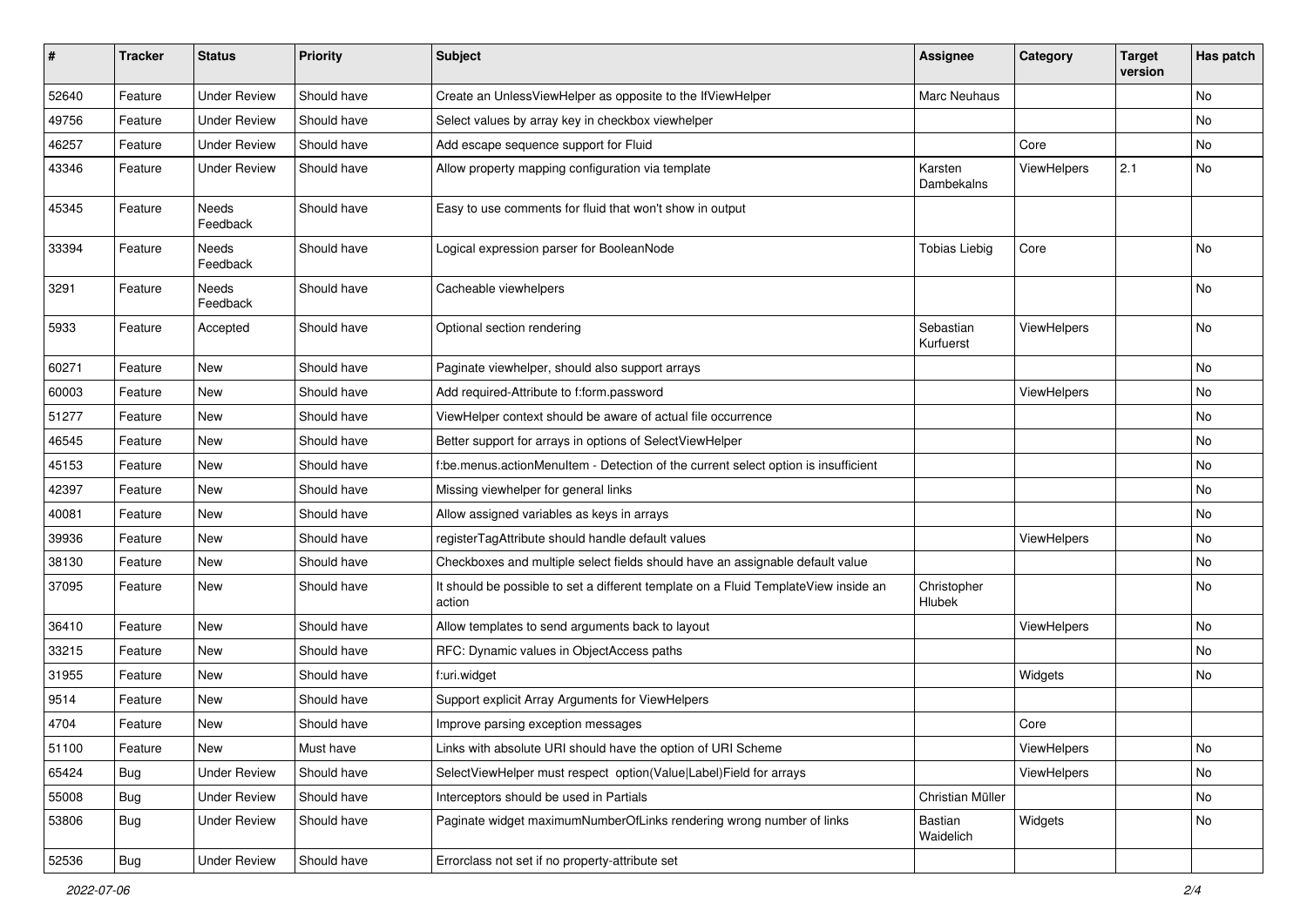| # | Tracker | Status | Priority | Subject | Assignee | Category | Target version | Has patch |
|---|---|---|---|---|---|---|---|---|
| 52640 | Feature | Under Review | Should have | Create an UnlessViewHelper as opposite to the IfViewHelper | Marc Neuhaus | | | No |
| 49756 | Feature | Under Review | Should have | Select values by array key in checkbox viewhelper | | | | No |
| 46257 | Feature | Under Review | Should have | Add escape sequence support for Fluid | | Core | | No |
| 43346 | Feature | Under Review | Should have | Allow property mapping configuration via template | Karsten Dambekalns | ViewHelpers | 2.1 | No |
| 45345 | Feature | Needs Feedback | Should have | Easy to use comments for fluid that won't show in output | | | | |
| 33394 | Feature | Needs Feedback | Should have | Logical expression parser for BooleanNode | Tobias Liebig | Core | | No |
| 3291 | Feature | Needs Feedback | Should have | Cacheable viewhelpers | | | | No |
| 5933 | Feature | Accepted | Should have | Optional section rendering | Sebastian Kurfuerst | ViewHelpers | | No |
| 60271 | Feature | New | Should have | Paginate viewhelper, should also support arrays | | | | No |
| 60003 | Feature | New | Should have | Add required-Attribute to f:form.password | | ViewHelpers | | No |
| 51277 | Feature | New | Should have | ViewHelper context should be aware of actual file occurrence | | | | No |
| 46545 | Feature | New | Should have | Better support for arrays in options of SelectViewHelper | | | | No |
| 45153 | Feature | New | Should have | f:be.menus.actionMenuItem - Detection of the current select option is insufficient | | | | No |
| 42397 | Feature | New | Should have | Missing viewhelper for general links | | | | No |
| 40081 | Feature | New | Should have | Allow assigned variables as keys in arrays | | | | No |
| 39936 | Feature | New | Should have | registerTagAttribute should handle default values | | ViewHelpers | | No |
| 38130 | Feature | New | Should have | Checkboxes and multiple select fields should have an assignable default value | | | | No |
| 37095 | Feature | New | Should have | It should be possible to set a different template on a Fluid TemplateView inside an action | Christopher Hlubek | | | No |
| 36410 | Feature | New | Should have | Allow templates to send arguments back to layout | | ViewHelpers | | No |
| 33215 | Feature | New | Should have | RFC: Dynamic values in ObjectAccess paths | | | | No |
| 31955 | Feature | New | Should have | f:uri.widget | | Widgets | | No |
| 9514 | Feature | New | Should have | Support explicit Array Arguments for ViewHelpers | | | | |
| 4704 | Feature | New | Should have | Improve parsing exception messages | | Core | | |
| 51100 | Feature | New | Must have | Links with absolute URI should have the option of URI Scheme | | ViewHelpers | | No |
| 65424 | Bug | Under Review | Should have | SelectViewHelper must respect option(Value\|Label)Field for arrays | | ViewHelpers | | No |
| 55008 | Bug | Under Review | Should have | Interceptors should be used in Partials | Christian Müller | | | No |
| 53806 | Bug | Under Review | Should have | Paginate widget maximumNumberOfLinks rendering wrong number of links | Bastian Waidelich | Widgets | | No |
| 52536 | Bug | Under Review | Should have | Errorclass not set if no property-attribute set | | | | |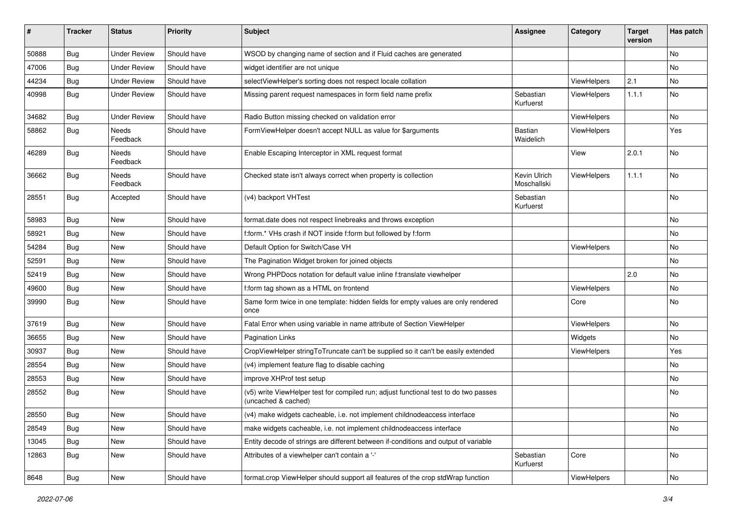| # | Tracker | Status | Priority | Subject | Assignee | Category | Target version | Has patch |
|---|---|---|---|---|---|---|---|---|
| 50888 | Bug | Under Review | Should have | WSOD by changing name of section and if Fluid caches are generated | | | | No |
| 47006 | Bug | Under Review | Should have | widget identifier are not unique | | | | No |
| 44234 | Bug | Under Review | Should have | selectViewHelper's sorting does not respect locale collation | | ViewHelpers | 2.1 | No |
| 40998 | Bug | Under Review | Should have | Missing parent request namespaces in form field name prefix | Sebastian Kurfuerst | ViewHelpers | 1.1.1 | No |
| 34682 | Bug | Under Review | Should have | Radio Button missing checked on validation error | | ViewHelpers | | No |
| 58862 | Bug | Needs Feedback | Should have | FormViewHelper doesn't accept NULL as value for $arguments | Bastian Waidelich | ViewHelpers | | Yes |
| 46289 | Bug | Needs Feedback | Should have | Enable Escaping Interceptor in XML request format | | View | 2.0.1 | No |
| 36662 | Bug | Needs Feedback | Should have | Checked state isn't always correct when property is collection | Kevin Ulrich Moschallski | ViewHelpers | 1.1.1 | No |
| 28551 | Bug | Accepted | Should have | (v4) backport VHTest | Sebastian Kurfuerst | | | No |
| 58983 | Bug | New | Should have | format.date does not respect linebreaks and throws exception | | | | No |
| 58921 | Bug | New | Should have | f:form.* VHs crash if NOT inside f:form but followed by f:form | | | | No |
| 54284 | Bug | New | Should have | Default Option for Switch/Case VH | | ViewHelpers | | No |
| 52591 | Bug | New | Should have | The Pagination Widget broken for joined objects | | | | No |
| 52419 | Bug | New | Should have | Wrong PHPDocs notation for default value inline f:translate viewhelper | | | 2.0 | No |
| 49600 | Bug | New | Should have | f:form tag shown as a HTML on frontend | | ViewHelpers | | No |
| 39990 | Bug | New | Should have | Same form twice in one template: hidden fields for empty values are only rendered once | | Core | | No |
| 37619 | Bug | New | Should have | Fatal Error when using variable in name attribute of Section ViewHelper | | ViewHelpers | | No |
| 36655 | Bug | New | Should have | Pagination Links | | Widgets | | No |
| 30937 | Bug | New | Should have | CropViewHelper stringToTruncate can't be supplied so it can't be easily extended | | ViewHelpers | | Yes |
| 28554 | Bug | New | Should have | (v4) implement feature flag to disable caching | | | | No |
| 28553 | Bug | New | Should have | improve XHProf test setup | | | | No |
| 28552 | Bug | New | Should have | (v5) write ViewHelper test for compiled run; adjust functional test to do two passes (uncached & cached) | | | | No |
| 28550 | Bug | New | Should have | (v4) make widgets cacheable, i.e. not implement childnodeaccess interface | | | | No |
| 28549 | Bug | New | Should have | make widgets cacheable, i.e. not implement childnodeaccess interface | | | | No |
| 13045 | Bug | New | Should have | Entity decode of strings are different between if-conditions and output of variable | | | | |
| 12863 | Bug | New | Should have | Attributes of a viewhelper can't contain a '-' | Sebastian Kurfuerst | Core | | No |
| 8648 | Bug | New | Should have | format.crop ViewHelper should support all features of the crop stdWrap function | | ViewHelpers | | No |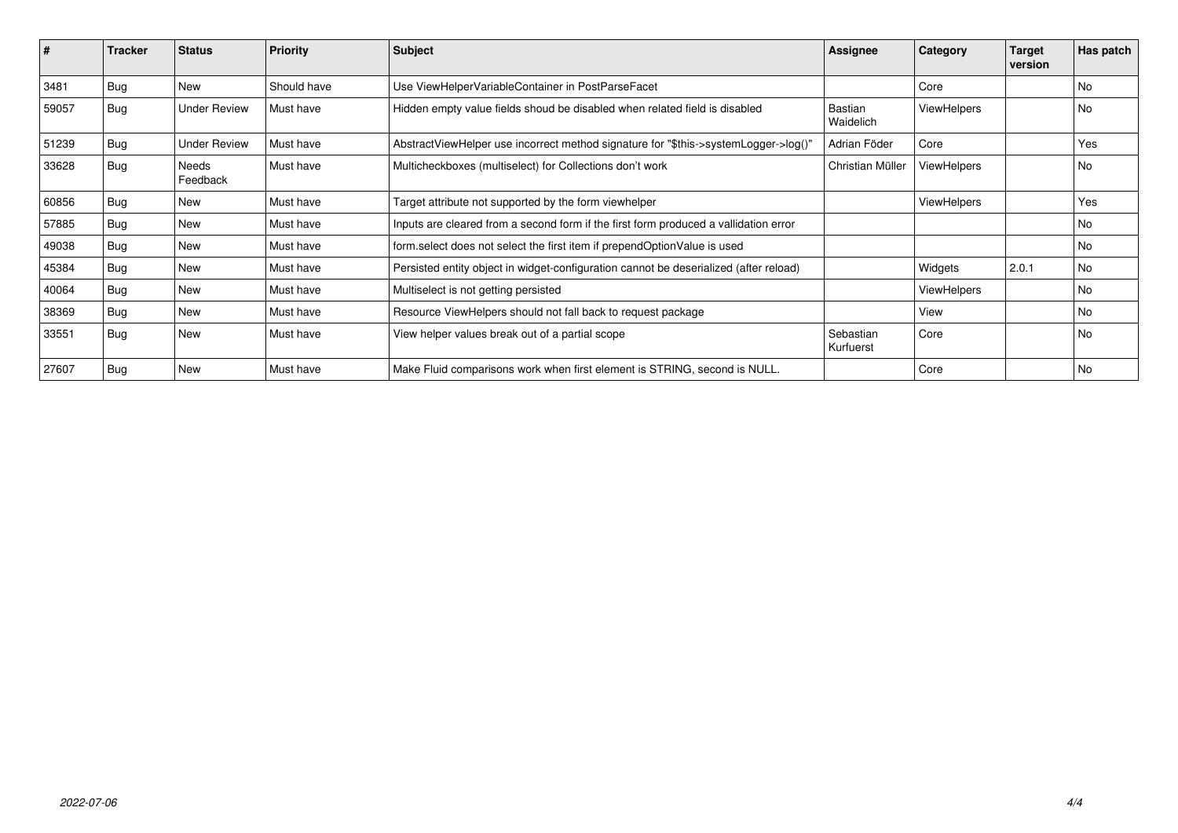| # | Tracker | Status | Priority | Subject | Assignee | Category | Target version | Has patch |
|---|---|---|---|---|---|---|---|---|
| 3481 | Bug | New | Should have | Use ViewHelperVariableContainer in PostParseFacet | | Core | | No |
| 59057 | Bug | Under Review | Must have | Hidden empty value fields shoud be disabled when related field is disabled | Bastian Waidelich | ViewHelpers | | No |
| 51239 | Bug | Under Review | Must have | AbstractViewHelper use incorrect method signature for "$this->systemLogger->log()" | Adrian Föder | Core | | Yes |
| 33628 | Bug | Needs Feedback | Must have | Multicheckboxes (multiselect) for Collections don't work | Christian Müller | ViewHelpers | | No |
| 60856 | Bug | New | Must have | Target attribute not supported by the form viewhelper | | ViewHelpers | | Yes |
| 57885 | Bug | New | Must have | Inputs are cleared from a second form if the first form produced a vallidation error | | | | No |
| 49038 | Bug | New | Must have | form.select does not select the first item if prependOptionValue is used | | | | No |
| 45384 | Bug | New | Must have | Persisted entity object in widget-configuration cannot be deserialized (after reload) | | Widgets | 2.0.1 | No |
| 40064 | Bug | New | Must have | Multiselect is not getting persisted | | ViewHelpers | | No |
| 38369 | Bug | New | Must have | Resource ViewHelpers should not fall back to request package | | View | | No |
| 33551 | Bug | New | Must have | View helper values break out of a partial scope | Sebastian Kurfuerst | Core | | No |
| 27607 | Bug | New | Must have | Make Fluid comparisons work when first element is STRING, second is NULL. | | Core | | No |

2022-07-06